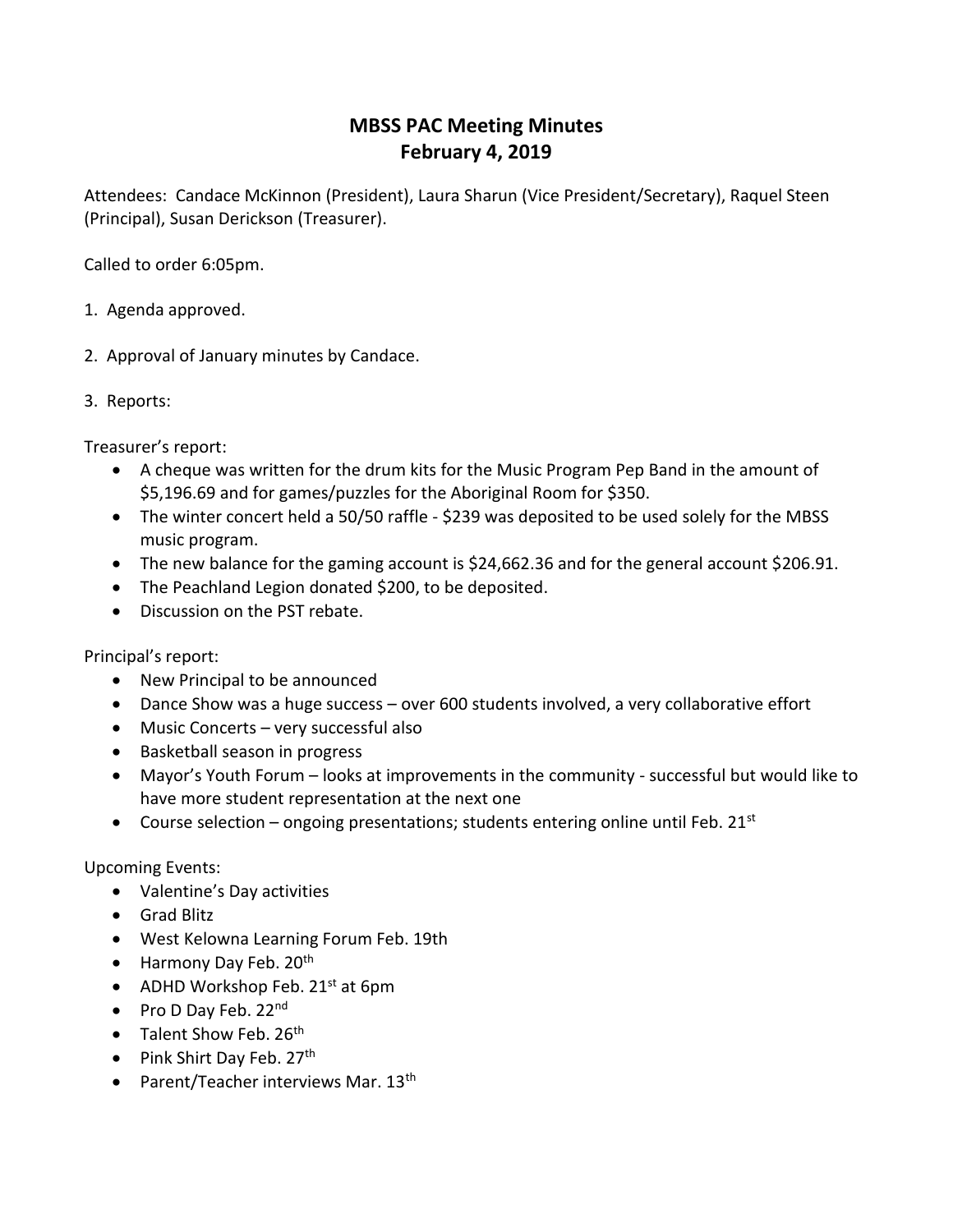# MBSS PAC Meeting Minutes
# February 4, 2019

Attendees: Candace McKinnon (President), Laura Sharun (Vice President/Secretary), Raquel Steen (Principal), Susan Derickson (Treasurer).

Called to order 6:05pm.

1. Agenda approved.

2. Approval of January minutes by Candace.

3. Reports:

Treasurer's report:

- A cheque was written for the drum kits for the Music Program Pep Band in the amount of $5,196.69 and for games/puzzles for the Aboriginal Room for $350.
- The winter concert held a 50/50 raffle - $239 was deposited to be used solely for the MBSS music program.
- The new balance for the gaming account is $24,662.36 and for the general account $206.91.
- The Peachland Legion donated $200, to be deposited.
- Discussion on the PST rebate.

Principal's report:

- New Principal to be announced
- Dance Show was a huge success – over 600 students involved, a very collaborative effort
- Music Concerts – very successful also
- Basketball season in progress
- Mayor's Youth Forum – looks at improvements in the community - successful but would like to have more student representation at the next one
- Course selection – ongoing presentations; students entering online until Feb. 21st

Upcoming Events:

- Valentine's Day activities
- Grad Blitz
- West Kelowna Learning Forum Feb. 19th
- Harmony Day Feb. 20th
- ADHD Workshop Feb. 21st at 6pm
- Pro D Day Feb. 22nd
- Talent Show Feb. 26th
- Pink Shirt Day Feb. 27th
- Parent/Teacher interviews Mar. 13th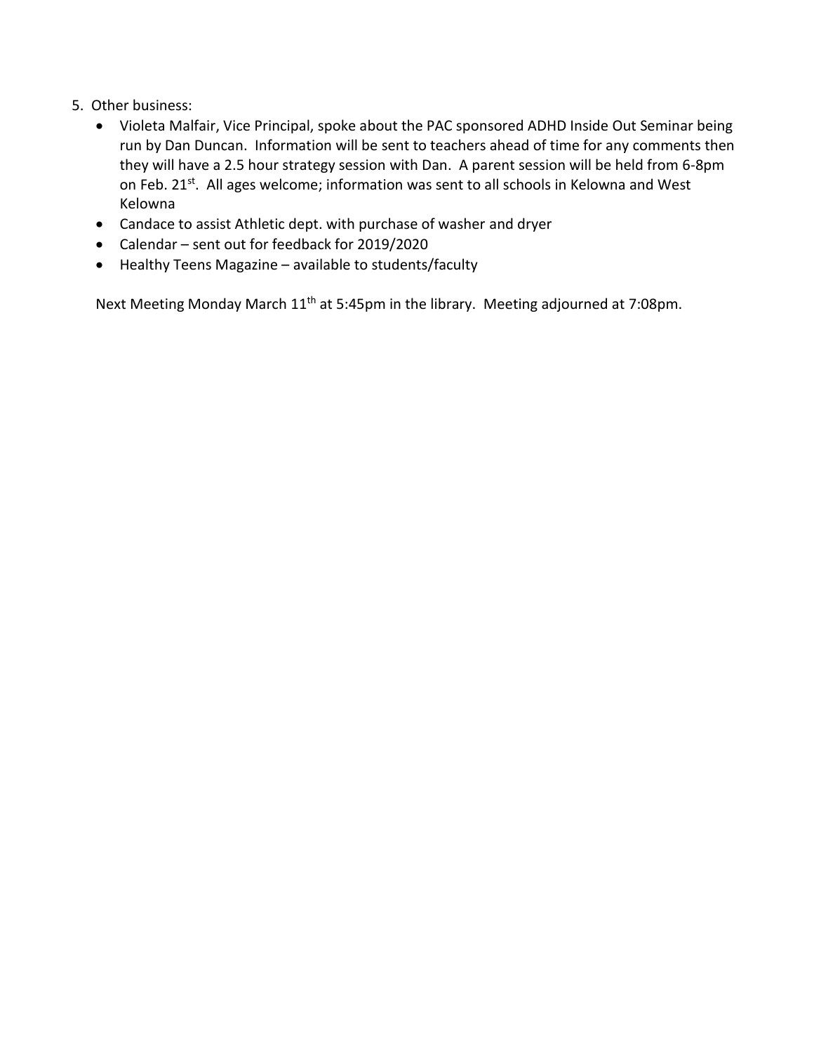5. Other business:
   - Violeta Malfair, Vice Principal, spoke about the PAC sponsored ADHD Inside Out Seminar being run by Dan Duncan. Information will be sent to teachers ahead of time for any comments then they will have a 2.5 hour strategy session with Dan. A parent session will be held from 6-8pm on Feb. 21st. All ages welcome; information was sent to all schools in Kelowna and West Kelowna
   - Candace to assist Athletic dept. with purchase of washer and dryer
   - Calendar – sent out for feedback for 2019/2020
   - Healthy Teens Magazine – available to students/faculty

   Next Meeting Monday March 11th at 5:45pm in the library. Meeting adjourned at 7:08pm.